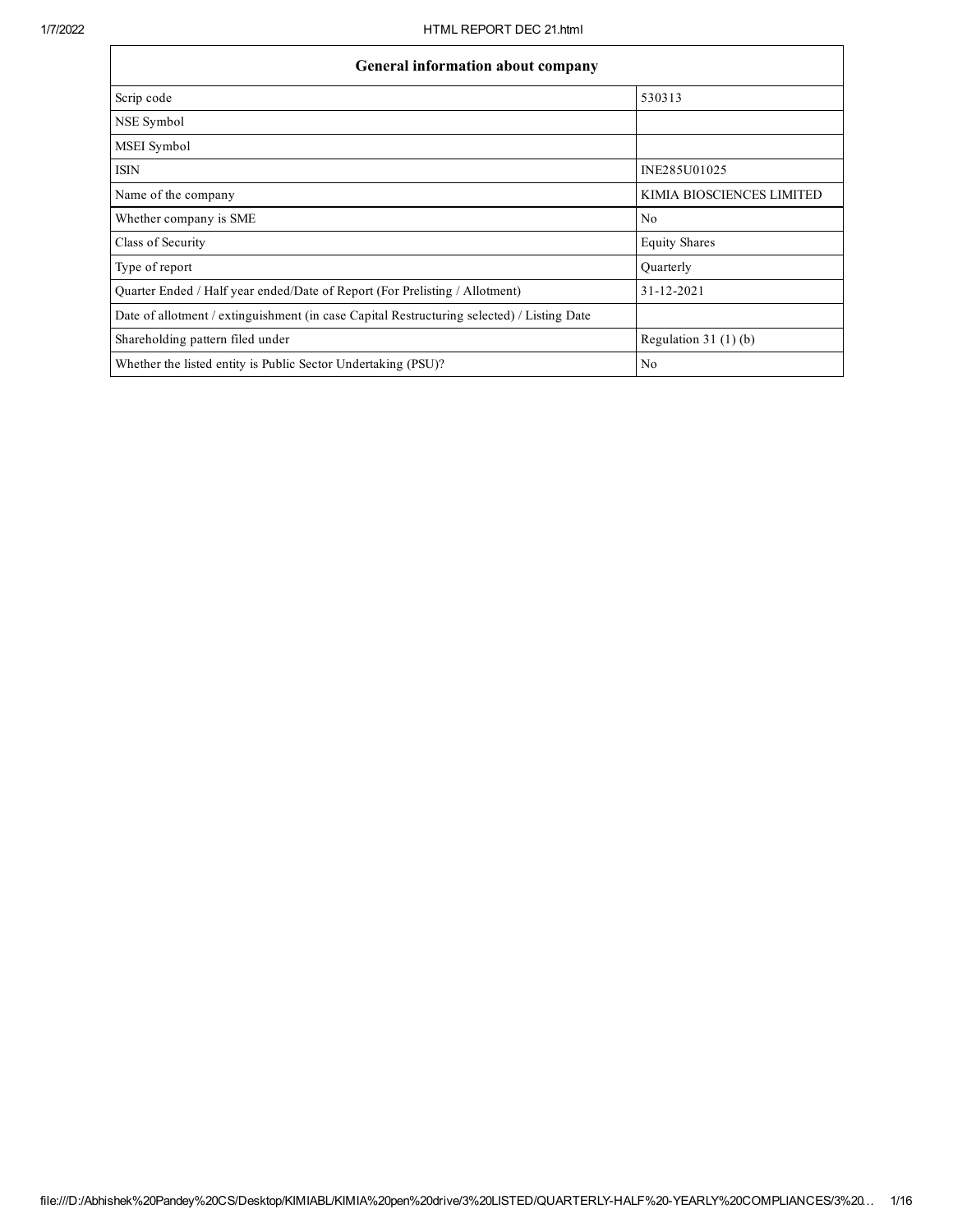| General information about company | |
|---|---|
| Scrip code | 530313 |
| NSE Symbol | |
| MSEI Symbol | |
| ISIN | INE285U01025 |
| Name of the company | KIMIA BIOSCIENCES LIMITED |
| Whether company is SME | No |
| Class of Security | Equity Shares |
| Type of report | Quarterly |
| Quarter Ended / Half year ended/Date of Report (For Prelisting / Allotment) | 31-12-2021 |
| Date of allotment / extinguishment (in case Capital Restructuring selected) / Listing Date | |
| Shareholding pattern filed under | Regulation 31 (1) (b) |
| Whether the listed entity is Public Sector Undertaking (PSU)? | No |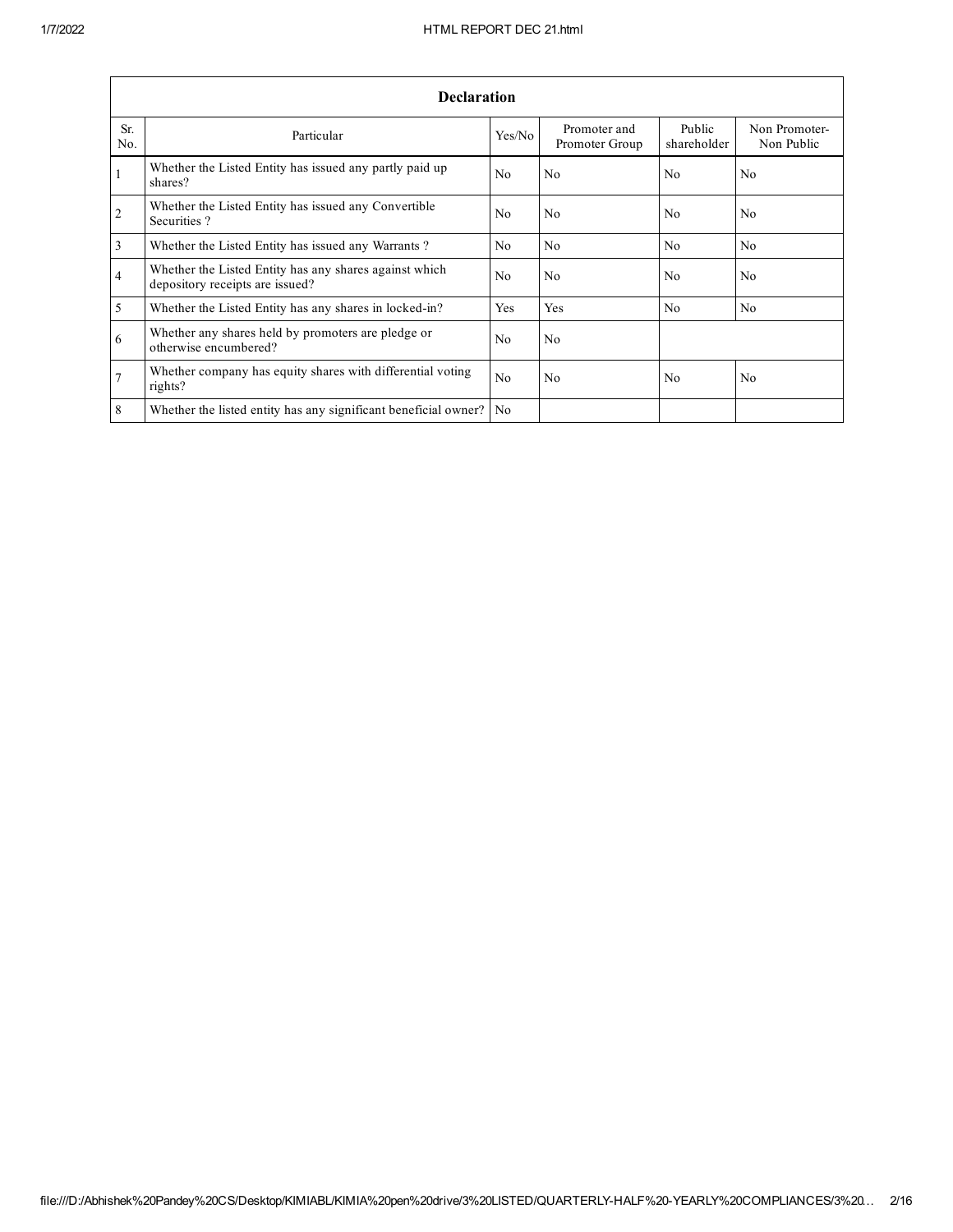| Declaration | | | | | |
|---|---|---|---|---|---|
| Sr. No. | Particular | Yes/No | Promoter and Promoter Group | Public shareholder | Non Promoter-Non Public |
| 1 | Whether the Listed Entity has issued any partly paid up shares? | No | No | No | No |
| 2 | Whether the Listed Entity has issued any Convertible Securities ? | No | No | No | No |
| 3 | Whether the Listed Entity has issued any Warrants ? | No | No | No | No |
| 4 | Whether the Listed Entity has any shares against which depository receipts are issued? | No | No | No | No |
| 5 | Whether the Listed Entity has any shares in locked-in? | Yes | Yes | No | No |
| 6 | Whether any shares held by promoters are pledge or otherwise encumbered? | No | No | | |
| 7 | Whether company has equity shares with differential voting rights? | No | No | No | No |
| 8 | Whether the listed entity has any significant beneficial owner? | No | | | |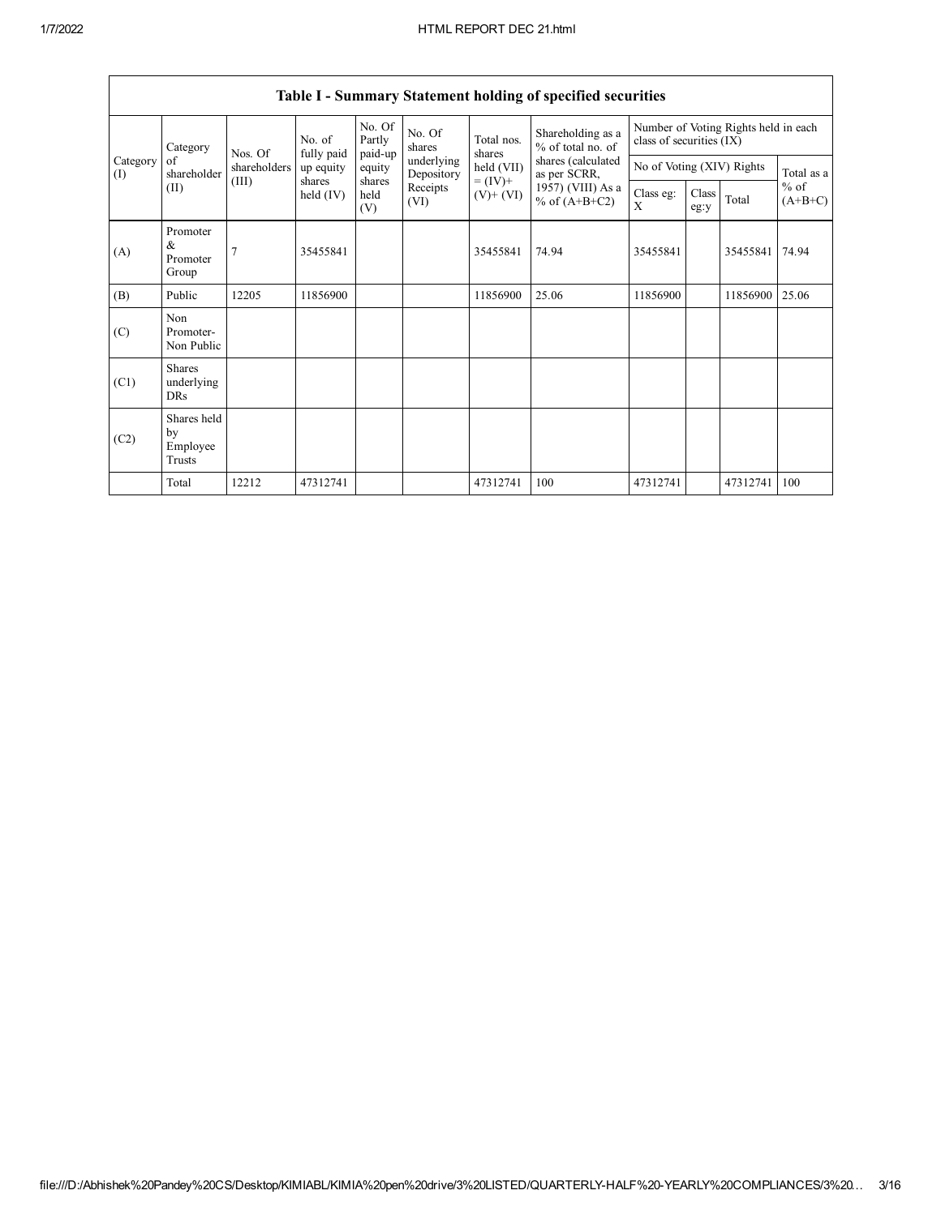## Table I - Summary Statement holding of specified securities

| Category (I) | Category of shareholder (II) | Nos. Of shareholders (III) | No. of fully paid up equity shares held (IV) | No. Of Partly paid-up equity shares held (V) | No. Of shares underlying Depository Receipts (VI) | Total nos. shares held (VII) = (IV)+ (V)+ (VI) | Shareholding as a % of total no. of shares (calculated as per SCRR, 1957) (VIII) As a % of (A+B+C2) | Number of Voting Rights held in each class of securities (IX) | | | |
|---|---|---|---|---|---|---|---|---|---|---|---|
| | | | | | | | | No of Voting (XIV) Rights | | | Total as a % of (A+B+C) |
| | | | | | | | | Class eg: X | Class eg:y | Total | |
| (A) | Promoter & Promoter Group | 7 | 35455841 | | | 35455841 | 74.94 | 35455841 | | 35455841 | 74.94 |
| (B) | Public | 12205 | 11856900 | | | 11856900 | 25.06 | 11856900 | | 11856900 | 25.06 |
| (C) | Non Promoter- Non Public | | | | | | | | | | |
| (C1) | Shares underlying DRs | | | | | | | | | | |
| (C2) | Shares held by Employee Trusts | | | | | | | | | | |
| | Total | 12212 | 47312741 | | | 47312741 | 100 | 47312741 | | 47312741 | 100 |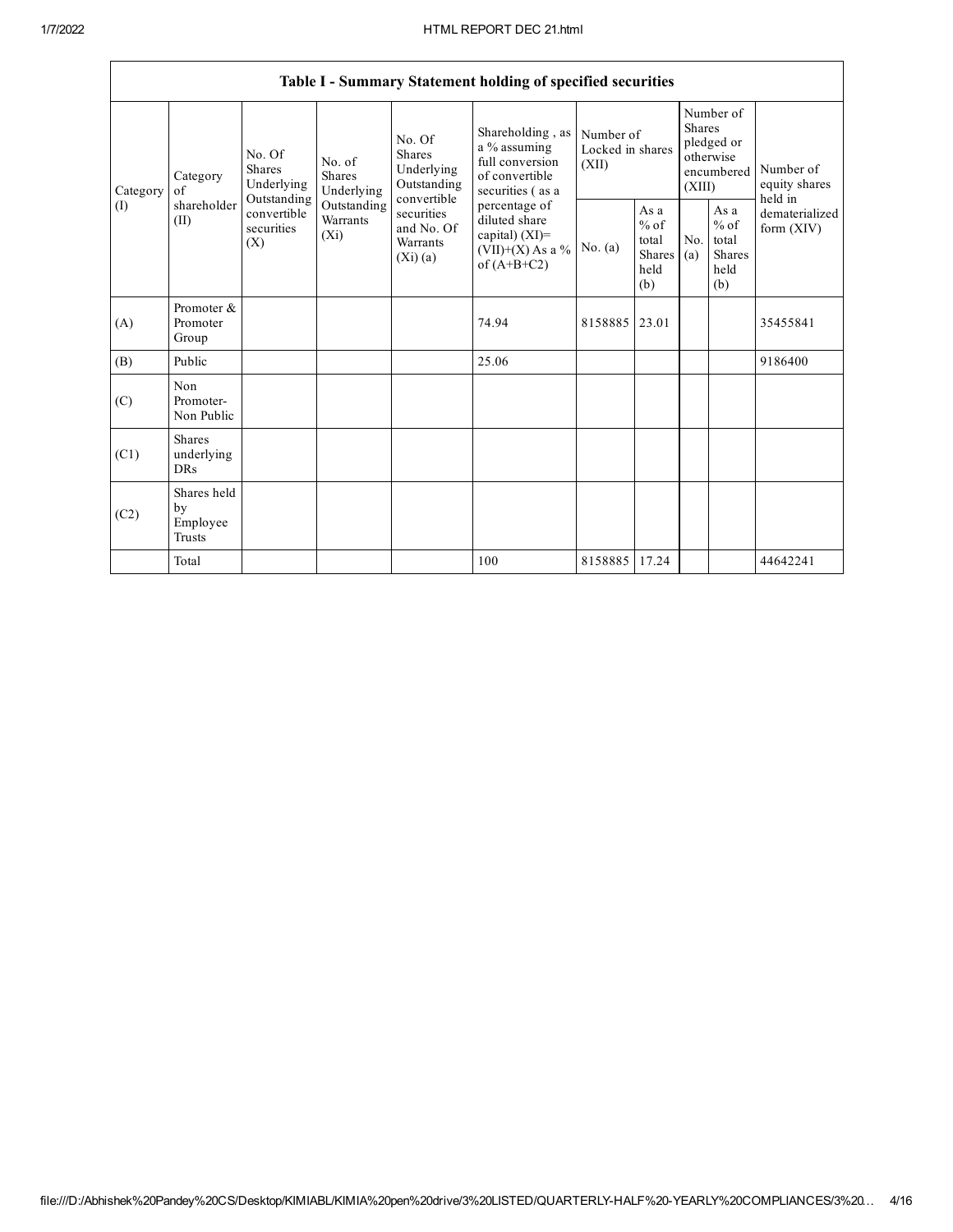| Table I - Summary Statement holding of specified securities | | | | | | | | | | | |
|---|---|---|---|---|---|---|---|---|---|---|---|
| Category (I) | Category of shareholder (II) | No. Of Shares Underlying Outstanding convertible securities (X) | No. of Shares Underlying Outstanding Warrants (Xi) | No. Of Shares Underlying Outstanding convertible securities and No. Of Warrants (Xi) (a) | Shareholding , as a % assuming full conversion of convertible securities ( as a percentage of diluted share capital) (XI)= (VII)+(X) As a % of (A+B+C2) | Number of Locked in shares (XII) | | Number of Shares pledged or otherwise encumbered (XIII) | | Number of equity shares held in dematerialized form (XIV) |
| | | | | | | No. (a) | As a % of total Shares held (b) | No. (a) | As a % of total Shares held (b) | |
| (A) | Promoter & Promoter Group | | | | 74.94 | 8158885 | 23.01 | | | 35455841 |
| (B) | Public | | | | 25.06 | | | | | 9186400 |
| (C) | Non Promoter- Non Public | | | | | | | | | |
| (C1) | Shares underlying DRs | | | | | | | | | |
| (C2) | Shares held by Employee Trusts | | | | | | | | | |
| | Total | | | | 100 | 8158885 | 17.24 | | | 44642241 |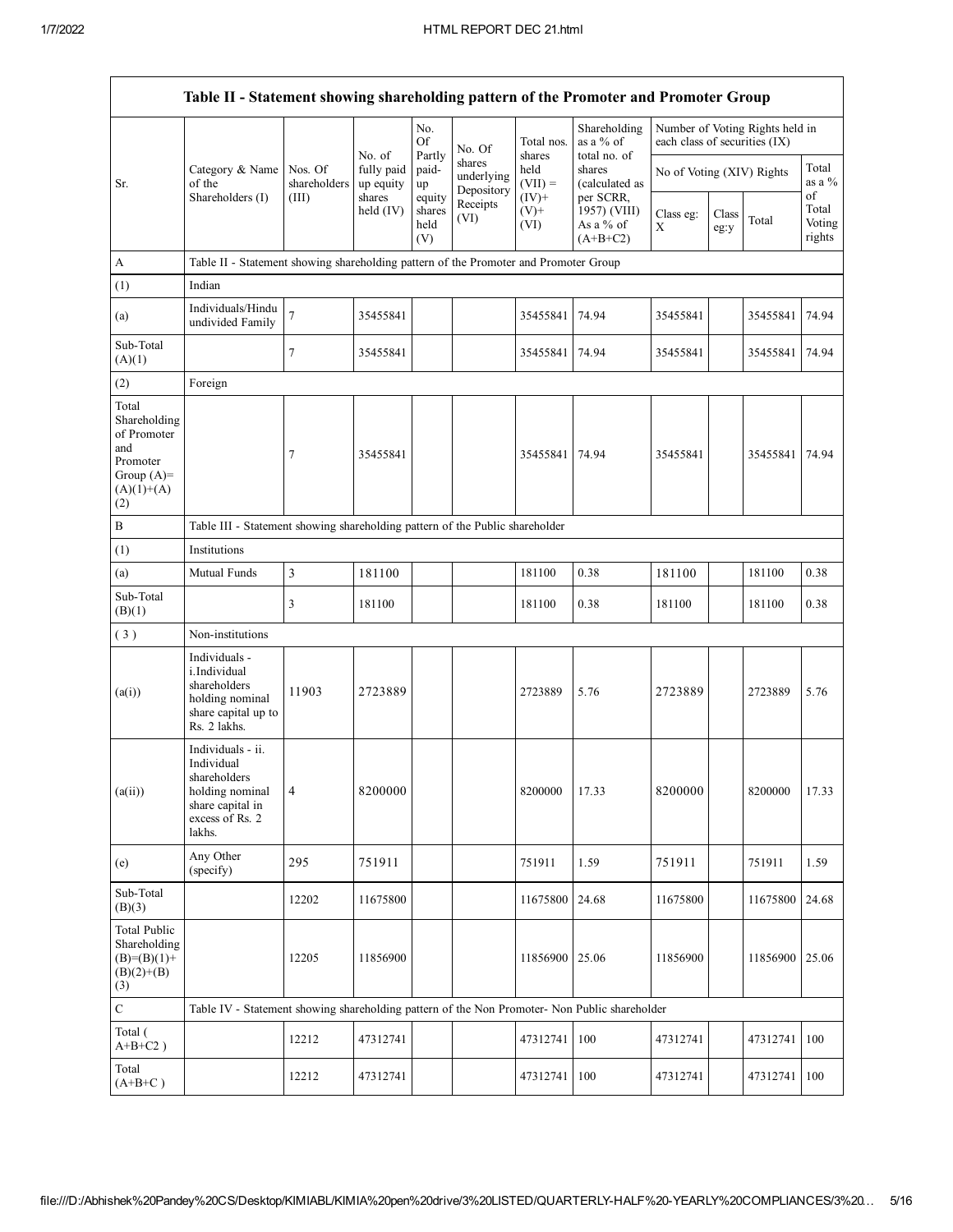| Table II - Statement showing shareholding pattern of the Promoter and Promoter Group | | | | | | | | | | | |
|---|---|---|---|---|---|---|---|---|---|---|---|
| Sr. | Category & Name of the Shareholders (I) | Nos. Of shareholders (III) | No. of fully paid up equity shares held (IV) | No. Of Partly paid-up equity shares held (V) | No. Of shares underlying Depository Receipts (VI) | Total nos. shares held (VII) = (IV)+ (V)+ (VI) | Shareholding as a % of total no. of shares (calculated as per SCRR, 1957) (VIII) As a % of (A+B+C2) | Number of Voting Rights held in each class of securities (IX) | | | |
| | | | | | | | | No of Voting (XIV) Rights | | | Total as a % of Total Voting rights |
| | | | | | | | | Class eg: X | Class eg:y | Total | |
| A | Table II - Statement showing shareholding pattern of the Promoter and Promoter Group | | | | | | | | | | |
| (1) | Indian | | | | | | | | | | |
| (a) | Individuals/Hindu undivided Family | 7 | 35455841 | | | 35455841 | 74.94 | 35455841 | | 35455841 | 74.94 |
| Sub-Total (A)(1) | | 7 | 35455841 | | | 35455841 | 74.94 | 35455841 | | 35455841 | 74.94 |
| (2) | Foreign | | | | | | | | | | |
| Total Shareholding of Promoter and Promoter Group (A)=(A)(1)+(A)(2) | | 7 | 35455841 | | | 35455841 | 74.94 | 35455841 | | 35455841 | 74.94 |
| B | Table III - Statement showing shareholding pattern of the Public shareholder | | | | | | | | | | |
| (1) | Institutions | | | | | | | | | | |
| (a) | Mutual Funds | 3 | 181100 | | | 181100 | 0.38 | 181100 | | 181100 | 0.38 |
| Sub-Total (B)(1) | | 3 | 181100 | | | 181100 | 0.38 | 181100 | | 181100 | 0.38 |
| ( 3 ) | Non-institutions | | | | | | | | | | |
| (a(i)) | Individuals - i.Individual shareholders holding nominal share capital up to Rs. 2 lakhs. | 11903 | 2723889 | | | 2723889 | 5.76 | 2723889 | | 2723889 | 5.76 |
| (a(ii)) | Individuals - ii. Individual shareholders holding nominal share capital in excess of Rs. 2 lakhs. | 4 | 8200000 | | | 8200000 | 17.33 | 8200000 | | 8200000 | 17.33 |
| (e) | Any Other (specify) | 295 | 751911 | | | 751911 | 1.59 | 751911 | | 751911 | 1.59 |
| Sub-Total (B)(3) | | 12202 | 11675800 | | | 11675800 | 24.68 | 11675800 | | 11675800 | 24.68 |
| Total Public Shareholding (B)=(B)(1)+(B)(2)+(B)(3) | | 12205 | 11856900 | | | 11856900 | 25.06 | 11856900 | | 11856900 | 25.06 |
| C | Table IV - Statement showing shareholding pattern of the Non Promoter- Non Public shareholder | | | | | | | | | | |
| Total ( A+B+C2 ) | | 12212 | 47312741 | | | 47312741 | 100 | 47312741 | | 47312741 | 100 |
| Total (A+B+C ) | | 12212 | 47312741 | | | 47312741 | 100 | 47312741 | | 47312741 | 100 |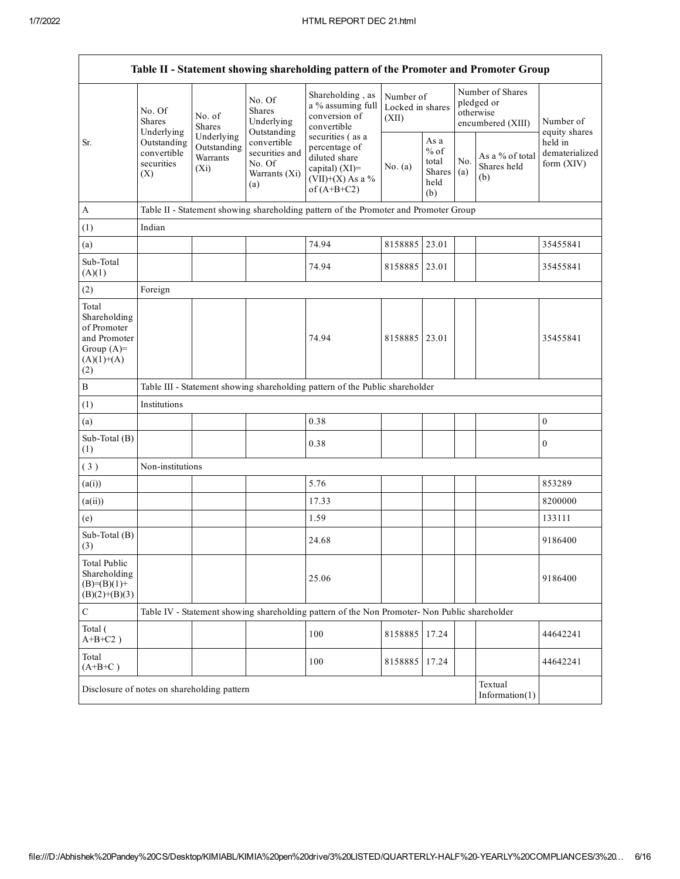| Table II - Statement showing shareholding pattern of the Promoter and Promoter Group | | | | | | | | | |
|---|---|---|---|---|---|---|---|---|---|
| Sr. | No. Of Shares Underlying Outstanding convertible securities (X) | No. of Shares Underlying Outstanding Warrants (Xi) | No. Of Shares Underlying Outstanding convertible securities and No. Of Warrants (Xi) (a) | Shareholding , as a % assuming full conversion of convertible securities ( as a percentage of diluted share capital) (XI)= (VII)+(X) As a % of (A+B+C2) | Number of Locked in shares (XII) | | Number of Shares pledged or otherwise encumbered (XIII) | | Number of equity shares held in dematerialized form (XIV) |
| | | | | | No. (a) | As a % of total Shares held (b) | No. (a) | As a % of total Shares held (b) | |
| A | Table II - Statement showing shareholding pattern of the Promoter and Promoter Group | | | | | | | | |
| (1) | Indian | | | | | | | | |
| (a) | | | | 74.94 | 8158885 | 23.01 | | | 35455841 |
| Sub-Total (A)(1) | | | | 74.94 | 8158885 | 23.01 | | | 35455841 |
| (2) | Foreign | | | | | | | | |
| Total Shareholding of Promoter and Promoter Group (A)= (A)(1)+(A)(2) | | | | 74.94 | 8158885 | 23.01 | | | 35455841 |
| B | Table III - Statement showing shareholding pattern of the Public shareholder | | | | | | | | |
| (1) | Institutions | | | | | | | | |
| (a) | | | | 0.38 | | | | | 0 |
| Sub-Total (B)(1) | | | | 0.38 | | | | | 0 |
| ( 3 ) | Non-institutions | | | | | | | | |
| (a(i)) | | | | 5.76 | | | | | 853289 |
| (a(ii)) | | | | 17.33 | | | | | 8200000 |
| (e) | | | | 1.59 | | | | | 133111 |
| Sub-Total (B)(3) | | | | 24.68 | | | | | 9186400 |
| Total Public Shareholding (B)=(B)(1)+(B)(2)+(B)(3) | | | | 25.06 | | | | | 9186400 |
| C | Table IV - Statement showing shareholding pattern of the Non Promoter- Non Public shareholder | | | | | | | | |
| Total ( A+B+C2 ) | | | | 100 | 8158885 | 17.24 | | | 44642241 |
| Total (A+B+C ) | | | | 100 | 8158885 | 17.24 | | | 44642241 |
| Disclosure of notes on shareholding pattern | | | | | | | | Textual Information(1) | |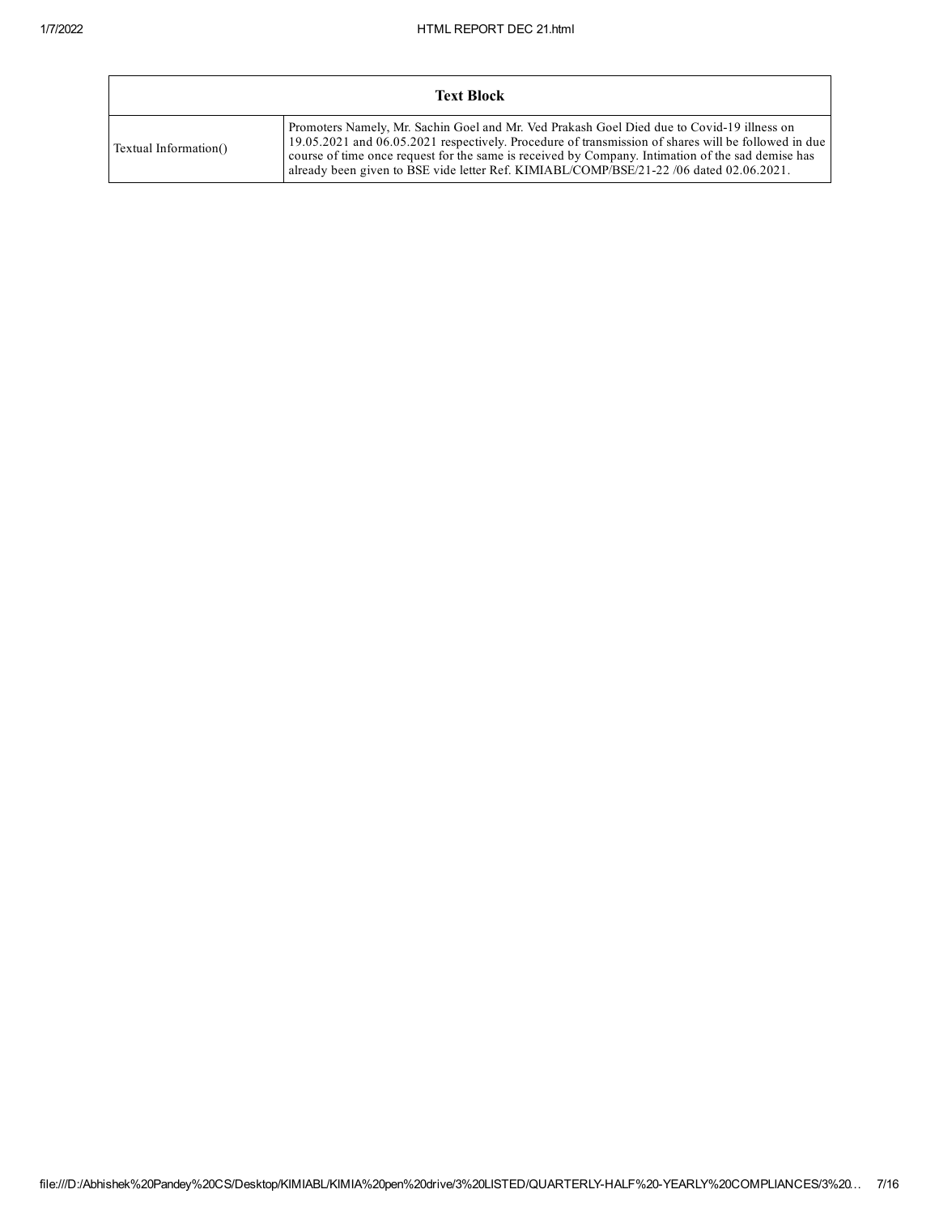| Text Block | |
| --- | --- |
| Textual Information() | Promoters Namely, Mr. Sachin Goel and Mr. Ved Prakash Goel Died due to Covid-19 illness on 19.05.2021 and 06.05.2021 respectively. Procedure of transmission of shares will be followed in due course of time once request for the same is received by Company. Intimation of the sad demise has already been given to BSE vide letter Ref. KIMIABL/COMP/BSE/21-22 /06 dated 02.06.2021. |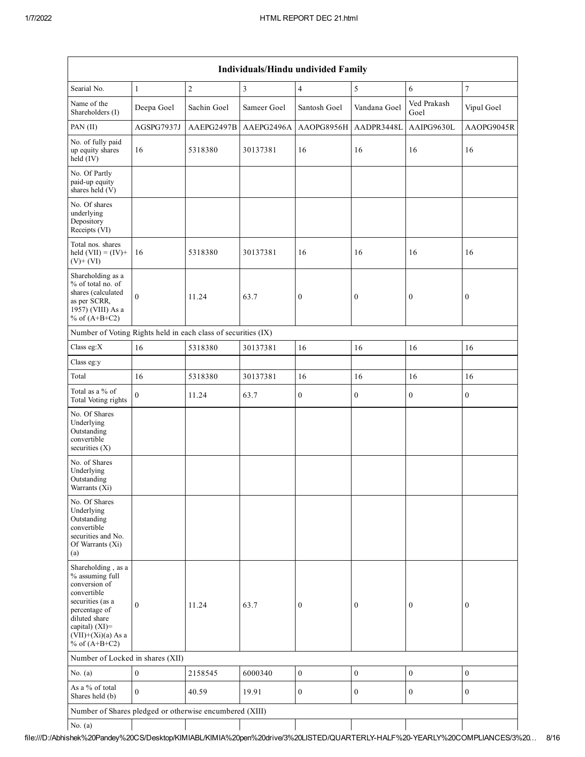| Individuals/Hindu undivided Family | | | | | | | |
|---|---|---|---|---|---|---|---|
| Searial No. | 1 | 2 | 3 | 4 | 5 | 6 | 7 |
| Name of the Shareholders (I) | Deepa Goel | Sachin Goel | Sameer Goel | Santosh Goel | Vandana Goel | Ved Prakash Goel | Vipul Goel |
| PAN (II) | AGSPG7937J | AAEPG2497B | AAEPG2496A | AAOPG8956H | AADPR3448L | AAIPG9630L | AAOPG9045R |
| No. of fully paid up equity shares held (IV) | 16 | 5318380 | 30137381 | 16 | 16 | 16 | 16 |
| No. Of Partly paid-up equity shares held (V) | | | | | | | |
| No. Of shares underlying Depository Receipts (VI) | | | | | | | |
| Total nos. shares held (VII) = (IV)+ (V)+ (VI) | 16 | 5318380 | 30137381 | 16 | 16 | 16 | 16 |
| Shareholding as a % of total no. of shares (calculated as per SCRR, 1957) (VIII) As a % of (A+B+C2) | 0 | 11.24 | 63.7 | 0 | 0 | 0 | 0 |
| Number of Voting Rights held in each class of securities (IX) | | | | | | | |
| Class eg:X | 16 | 5318380 | 30137381 | 16 | 16 | 16 | 16 |
| Class eg:y | | | | | | | |
| Total | 16 | 5318380 | 30137381 | 16 | 16 | 16 | 16 |
| Total as a % of Total Voting rights | 0 | 11.24 | 63.7 | 0 | 0 | 0 | 0 |
| No. Of Shares Underlying Outstanding convertible securities (X) | | | | | | | |
| No. of Shares Underlying Outstanding Warrants (Xi) | | | | | | | |
| No. Of Shares Underlying Outstanding convertible securities and No. Of Warrants (Xi) (a) | | | | | | | |
| Shareholding , as a % assuming full conversion of convertible securities (as a percentage of diluted share capital) (XI)= (VII)+(Xi)(a) As a % of (A+B+C2) | 0 | 11.24 | 63.7 | 0 | 0 | 0 | 0 |
| Number of Locked in shares (XII) | | | | | | | |
| No. (a) | 0 | 2158545 | 6000340 | 0 | 0 | 0 | 0 |
| As a % of total Shares held (b) | 0 | 40.59 | 19.91 | 0 | 0 | 0 | 0 |
| Number of Shares pledged or otherwise encumbered (XIII) | | | | | | | |
| No. (a) | | | | | | | |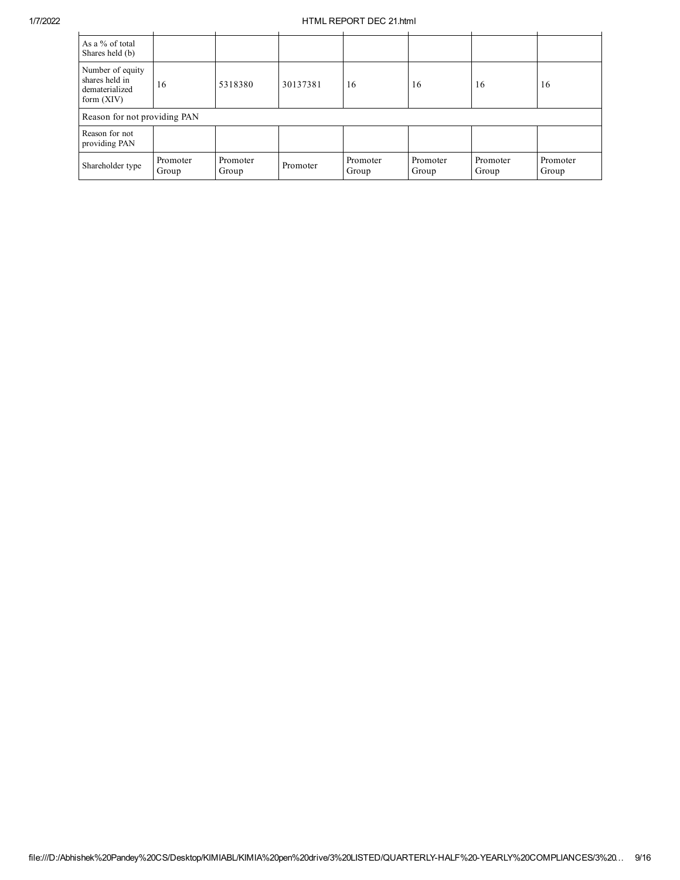| | | | | | | | |
|---|---|---|---|---|---|---|---|
| As a % of total Shares held (b) | | | | | | | |
| Number of equity shares held in dematerialized form (XIV) | 16 | 5318380 | 30137381 | 16 | 16 | 16 | 16 |
| Reason for not providing PAN | | | | | | | |
| Reason for not providing PAN | | | | | | | |
| Shareholder type | Promoter Group | Promoter Group | Promoter | Promoter Group | Promoter Group | Promoter Group | Promoter Group |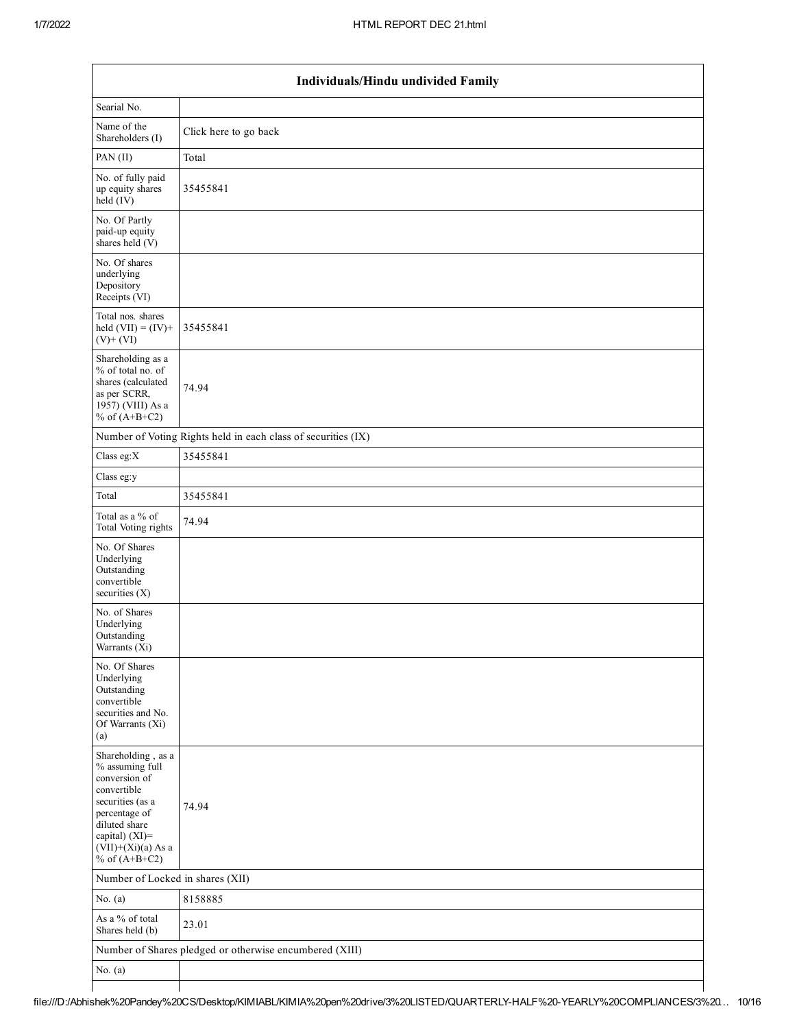| Individuals/Hindu undivided Family | |
|---|---|
| Searial No. | |
| Name of the Shareholders (I) | Click here to go back |
| PAN (II) | Total |
| No. of fully paid up equity shares held (IV) | 35455841 |
| No. Of Partly paid-up equity shares held (V) | |
| No. Of shares underlying Depository Receipts (VI) | |
| Total nos. shares held (VII) = (IV)+ (V)+ (VI) | 35455841 |
| Shareholding as a % of total no. of shares (calculated as per SCRR, 1957) (VIII) As a % of (A+B+C2) | 74.94 |
| Number of Voting Rights held in each class of securities (IX) | |
| Class eg:X | 35455841 |
| Class eg:y | |
| Total | 35455841 |
| Total as a % of Total Voting rights | 74.94 |
| No. Of Shares Underlying Outstanding convertible securities (X) | |
| No. of Shares Underlying Outstanding Warrants (Xi) | |
| No. Of Shares Underlying Outstanding convertible securities and No. Of Warrants (Xi) (a) | |
| Shareholding , as a % assuming full conversion of convertible securities (as a percentage of diluted share capital) (XI)= (VII)+(Xi)(a) As a % of (A+B+C2) | 74.94 |
| Number of Locked in shares (XII) | |
| No. (a) | 8158885 |
| As a % of total Shares held (b) | 23.01 |
| Number of Shares pledged or otherwise encumbered (XIII) | |
| No. (a) | |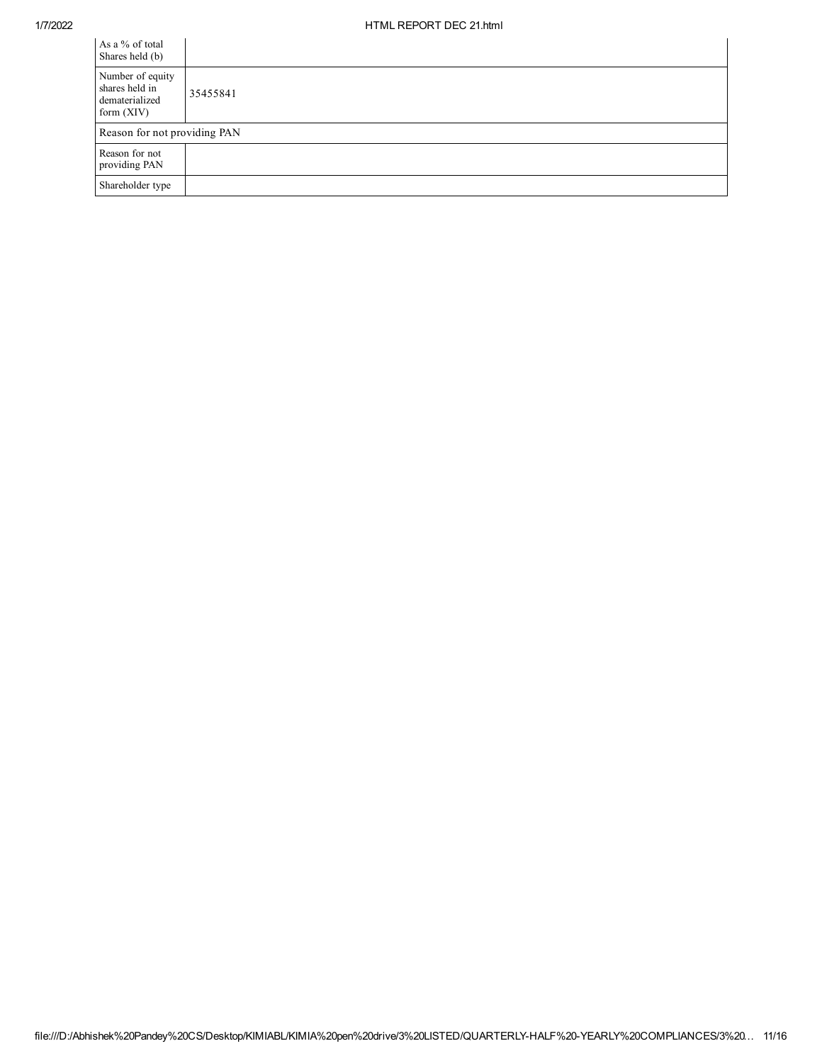| As a % of total Shares held (b) | |
|---|---|
| Number of equity shares held in dematerialized form (XIV) | 35455841 |
| Reason for not providing PAN | |
| Reason for not providing PAN | |
| Shareholder type | |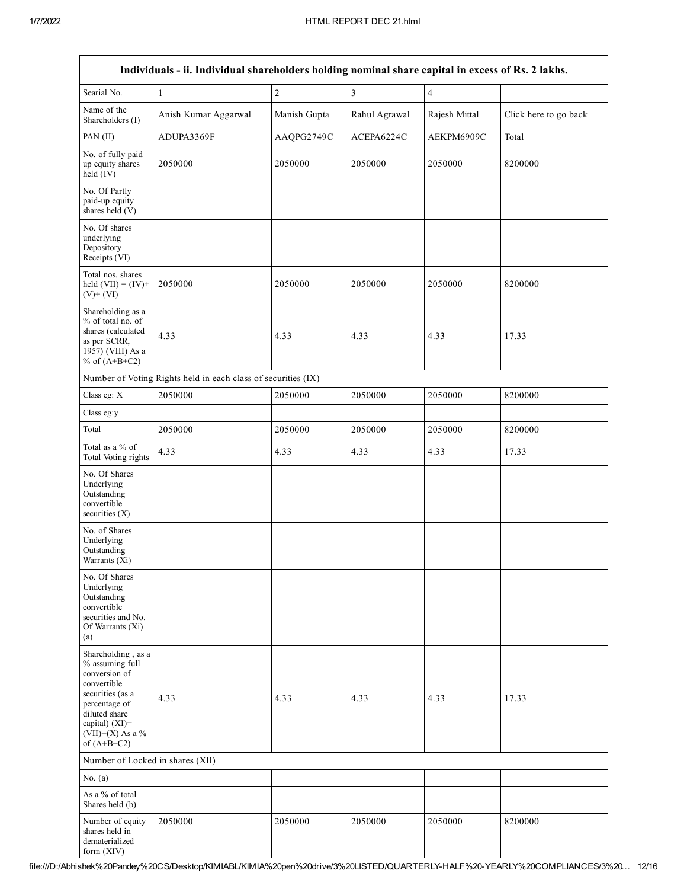| Individuals - ii. Individual shareholders holding nominal share capital in excess of Rs. 2 lakhs. | | | | | |
|---|---|---|---|---|---|
| Searial No. | 1 | 2 | 3 | 4 | |
| Name of the Shareholders (I) | Anish Kumar Aggarwal | Manish Gupta | Rahul Agrawal | Rajesh Mittal | Click here to go back |
| PAN (II) | ADUPA3369F | AAQPG2749C | ACEPA6224C | AEKPM6909C | Total |
| No. of fully paid up equity shares held (IV) | 2050000 | 2050000 | 2050000 | 2050000 | 8200000 |
| No. Of Partly paid-up equity shares held (V) | | | | | |
| No. Of shares underlying Depository Receipts (VI) | | | | | |
| Total nos. shares held (VII) = (IV)+ (V)+ (VI) | 2050000 | 2050000 | 2050000 | 2050000 | 8200000 |
| Shareholding as a % of total no. of shares (calculated as per SCRR, 1957) (VIII) As a % of (A+B+C2) | 4.33 | 4.33 | 4.33 | 4.33 | 17.33 |
| Number of Voting Rights held in each class of securities (IX) | | | | | |
| Class eg: X | 2050000 | 2050000 | 2050000 | 2050000 | 8200000 |
| Class eg:y | | | | | |
| Total | 2050000 | 2050000 | 2050000 | 2050000 | 8200000 |
| Total as a % of Total Voting rights | 4.33 | 4.33 | 4.33 | 4.33 | 17.33 |
| No. Of Shares Underlying Outstanding convertible securities (X) | | | | | |
| No. of Shares Underlying Outstanding Warrants (Xi) | | | | | |
| No. Of Shares Underlying Outstanding convertible securities and No. Of Warrants (Xi) (a) | | | | | |
| Shareholding , as a % assuming full conversion of convertible securities (as a percentage of diluted share capital) (XI)= (VII)+(X) As a % of (A+B+C2) | 4.33 | 4.33 | 4.33 | 4.33 | 17.33 |
| Number of Locked in shares (XII) | | | | | |
| No. (a) | | | | | |
| As a % of total Shares held (b) | | | | | |
| Number of equity shares held in dematerialized form (XIV) | 2050000 | 2050000 | 2050000 | 2050000 | 8200000 |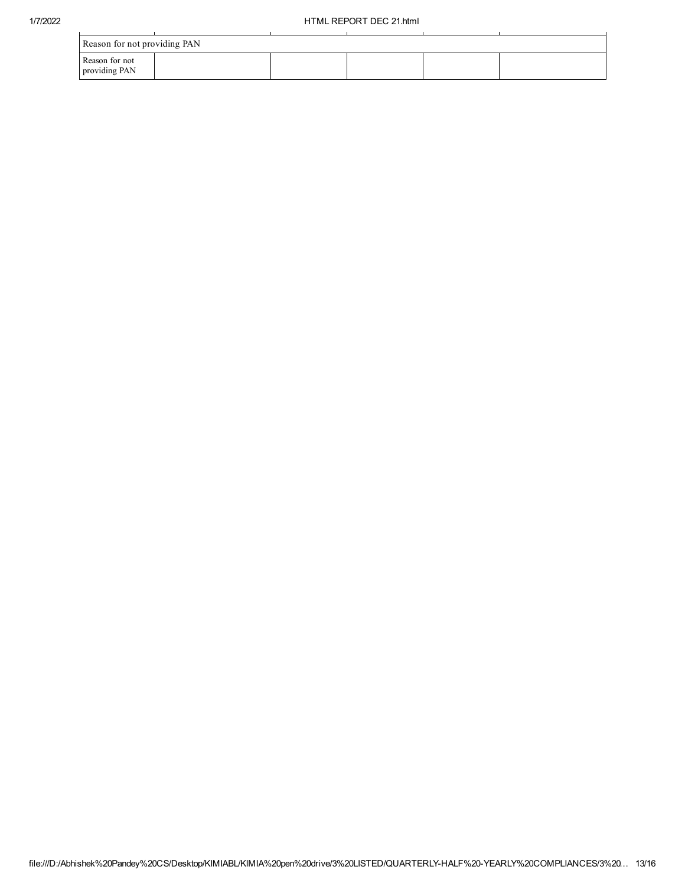| Reason for not providing PAN | | | | | |
|---|---|---|---|---|---|
| Reason for not providing PAN | | | | | |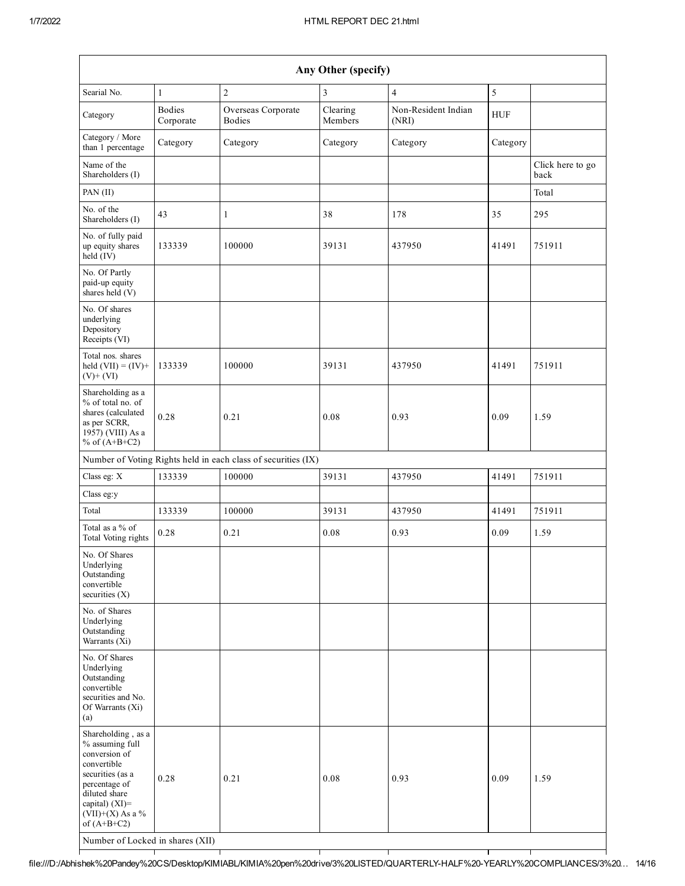| Any Other (specify) | | | | | | |
|---|---|---|---|---|---|---|
| Searial No. | 1 | 2 | 3 | 4 | 5 | |
| Category | Bodies Corporate | Overseas Corporate Bodies | Clearing Members | Non-Resident Indian (NRI) | HUF | |
| Category / More than 1 percentage | Category | Category | Category | Category | Category | |
| Name of the Shareholders (I) | | | | | | Click here to go back |
| PAN (II) | | | | | | Total |
| No. of the Shareholders (I) | 43 | 1 | 38 | 178 | 35 | 295 |
| No. of fully paid up equity shares held (IV) | 133339 | 100000 | 39131 | 437950 | 41491 | 751911 |
| No. Of Partly paid-up equity shares held (V) | | | | | | |
| No. Of shares underlying Depository Receipts (VI) | | | | | | |
| Total nos. shares held (VII) = (IV)+ (V)+ (VI) | 133339 | 100000 | 39131 | 437950 | 41491 | 751911 |
| Shareholding as a % of total no. of shares (calculated as per SCRR, 1957) (VIII) As a % of (A+B+C2) | 0.28 | 0.21 | 0.08 | 0.93 | 0.09 | 1.59 |
| Number of Voting Rights held in each class of securities (IX) | | | | | | |
| Class eg: X | 133339 | 100000 | 39131 | 437950 | 41491 | 751911 |
| Class eg:y | | | | | | |
| Total | 133339 | 100000 | 39131 | 437950 | 41491 | 751911 |
| Total as a % of Total Voting rights | 0.28 | 0.21 | 0.08 | 0.93 | 0.09 | 1.59 |
| No. Of Shares Underlying Outstanding convertible securities (X) | | | | | | |
| No. of Shares Underlying Outstanding Warrants (Xi) | | | | | | |
| No. Of Shares Underlying Outstanding convertible securities and No. Of Warrants (Xi) (a) | | | | | | |
| Shareholding , as a % assuming full conversion of convertible securities (as a percentage of diluted share capital) (XI)= (VII)+(X) As a % of (A+B+C2) | 0.28 | 0.21 | 0.08 | 0.93 | 0.09 | 1.59 |
| Number of Locked in shares (XII) | | | | | | |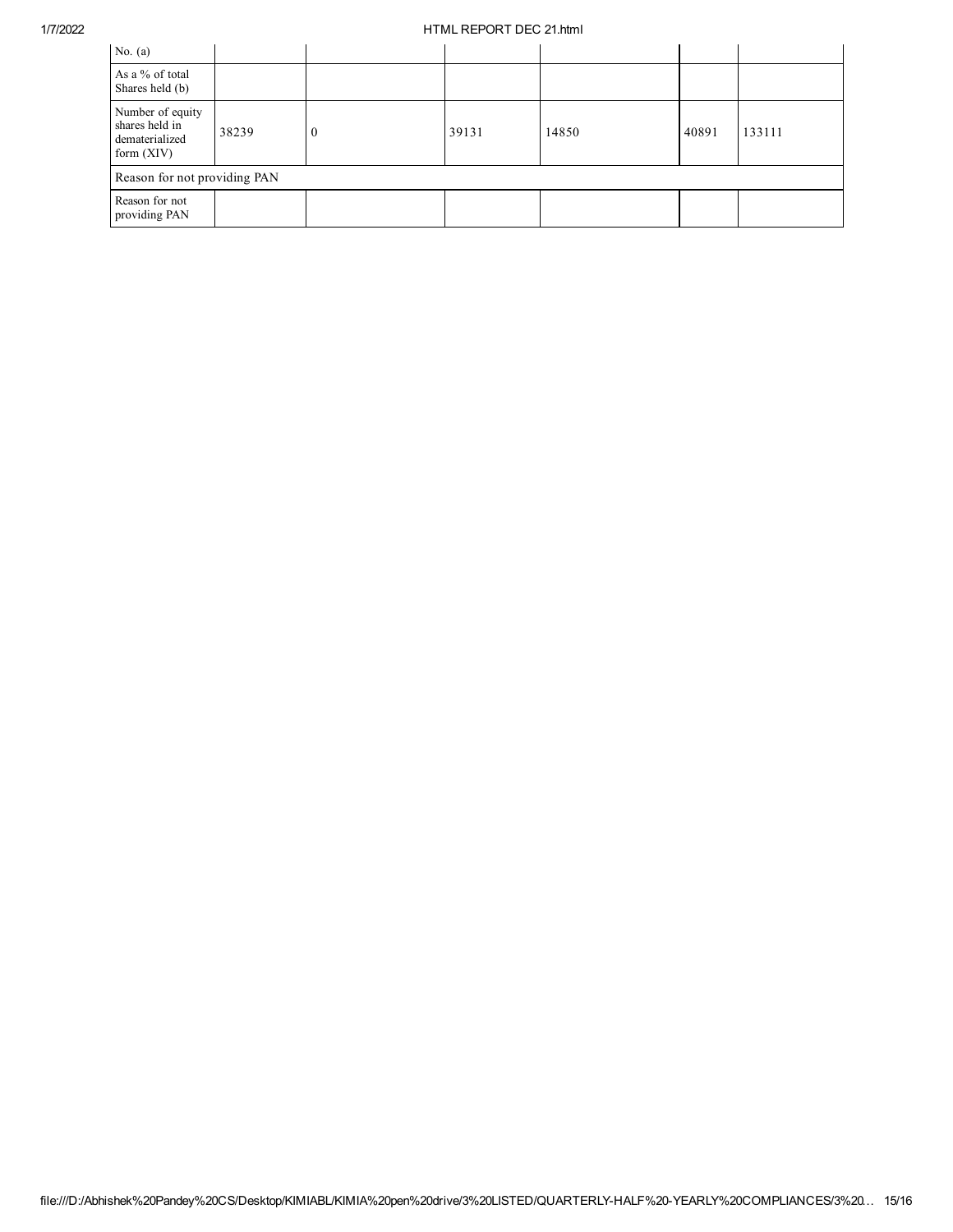| No. (a) | | | | | | |
|---|---|---|---|---|---|---|
| As a % of total Shares held (b) | | | | | | |
| Number of equity shares held in dematerialized form (XIV) | 38239 | 0 | 39131 | 14850 | 40891 | 133111 |
| Reason for not providing PAN | | | | | | |
| Reason for not providing PAN | | | | | | |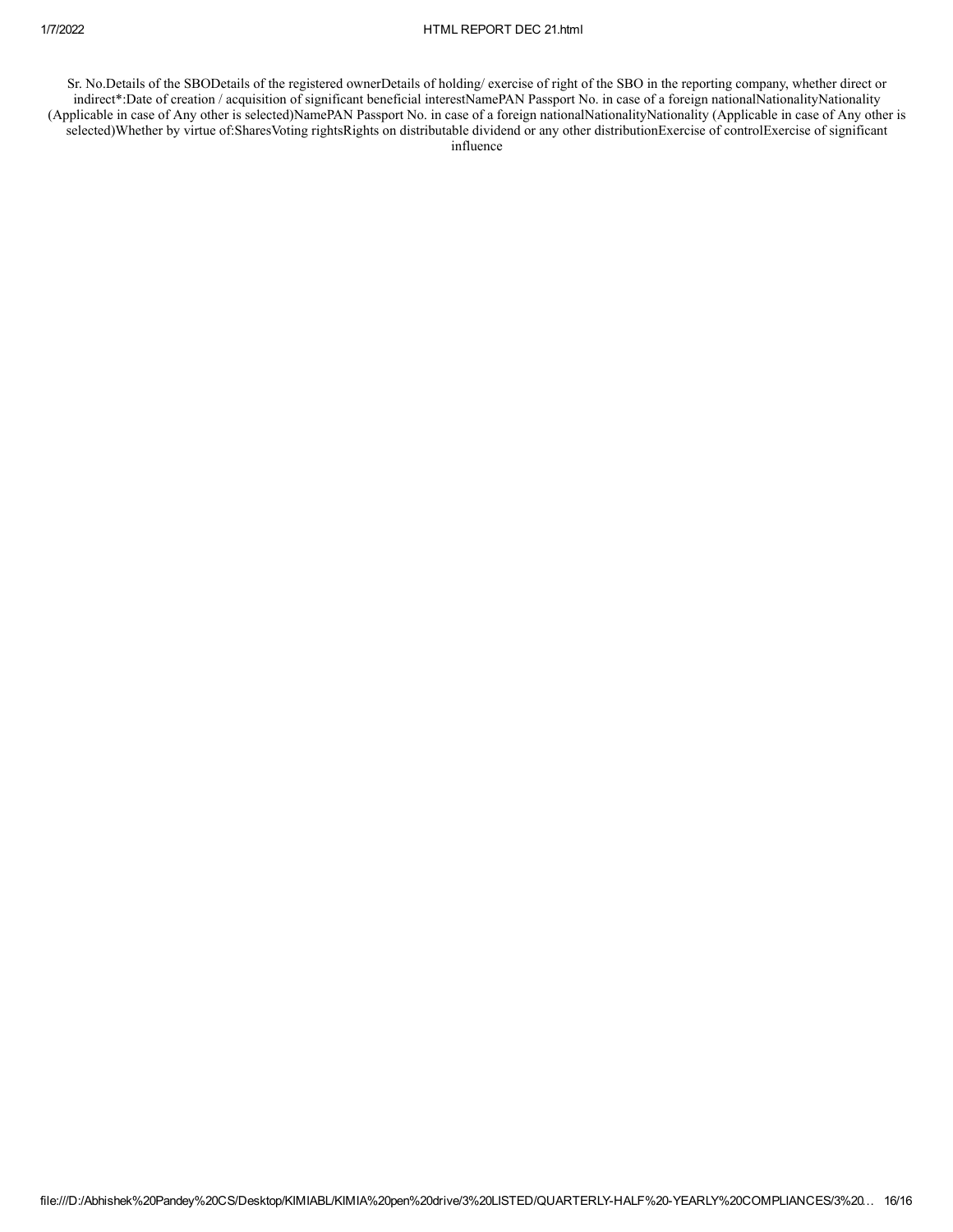Sr. No.Details of the SBODetails of the registered ownerDetails of holding/ exercise of right of the SBO in the reporting company, whether direct or indirect*:Date of creation / acquisition of significant beneficial interestNamePAN Passport No. in case of a foreign nationalNationalityNationality (Applicable in case of Any other is selected)NamePAN Passport No. in case of a foreign nationalNationalityNationality (Applicable in case of Any other is selected)Whether by virtue of:SharesVoting rightsRights on distributable dividend or any other distributionExercise of controlExercise of significant influence